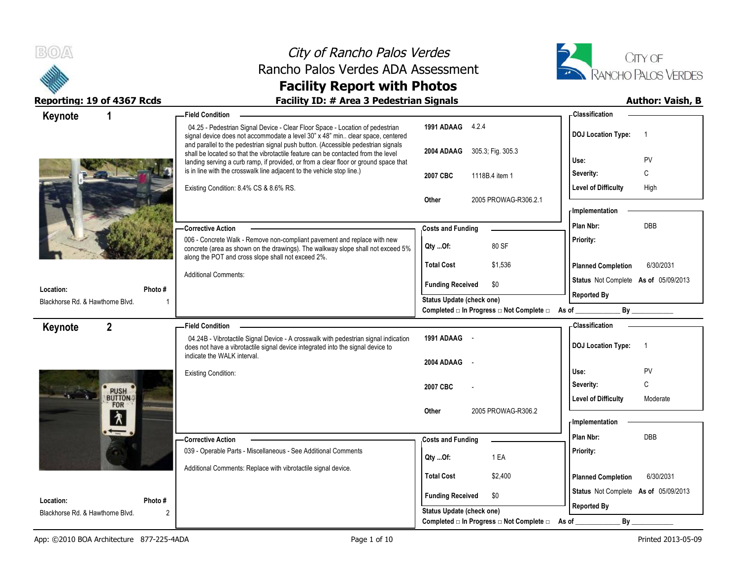# City of Rancho Palos Verdes
## Rancho Palos Verdes ADA Assessment
## Facility Report with Photos

**Reporting: 19 of 4367 Rcds**

**Facility ID: # Area 3 Pedestrian Signals**

**Author: Vaish, B**

---

## Keynote 1

**Location:** Blackhorse Rd. & Hawthorne Blvd.

**Photo #:** 1

**Field Condition**

04.25 - Pedestrian Signal Device - Clear Floor Space - Location of pedestrian signal device does not accommodate a level 30" x 48" min.. clear space, centered and parallel to the pedestrian signal push button. (Accessible pedestrian signals shall be located so that the vibrotactile feature can be contacted from the level landing serving a curb ramp, if provided, or from a clear floor or ground space that is in line with the crosswalk line adjacent to the vehicle stop line.)

Existing Condition: 8.4% CS & 8.6% RS.

| | |
|---|---|
| 1991 ADAAG | 4.2.4 |
| 2004 ADAAG | 305.3; Fig. 305.3 |
| 2007 CBC | 1118B.4 item 1 |
| Other | 2005 PROWAG-R306.2.1 |

**Classification**

| | |
|---|---|
| DOJ Location Type: | 1 |
| Use: | PV |
| Severity: | C |
| Level of Difficulty | High |

**Corrective Action**

006 - Concrete Walk - Remove non-compliant pavement and replace with new concrete (area as shown on the drawings). The walkway slope shall not exceed 5% along the POT and cross slope shall not exceed 2%.

Additional Comments:

**Costs and Funding**

| | |
|---|---|
| Qty ...Of: | 80 SF |
| Total Cost | $1,536 |
| Funding Received | $0 |

Status Update (check one)

Completed □ In Progress □ Not Complete □ As of ____________ By ____________

**Implementation**

| | |
|---|---|
| Plan Nbr: | DBB |
| Priority: | |
| Planned Completion | 6/30/2031 |
| Status | Not Complete As of 05/09/2013 |
| Reported By | |

---

## Keynote 2

**Location:** Blackhorse Rd. & Hawthorne Blvd.

**Photo #:** 2

**Field Condition**

04.24B - Vibrotactile Signal Device - A crosswalk with pedestrian signal indication does not have a vibrotactile signal device integrated into the signal device to indicate the WALK interval.

Existing Condition:

| | |
|---|---|
| 1991 ADAAG | - |
| 2004 ADAAG | - |
| 2007 CBC | - |
| Other | 2005 PROWAG-R306.2 |

**Classification**

| | |
|---|---|
| DOJ Location Type: | 1 |
| Use: | PV |
| Severity: | C |
| Level of Difficulty | Moderate |

**Corrective Action**

039 - Operable Parts - Miscellaneous - See Additional Comments

Additional Comments: Replace with vibrotactile signal device.

**Costs and Funding**

| | |
|---|---|
| Qty ...Of: | 1 EA |
| Total Cost | $2,400 |
| Funding Received | $0 |

Status Update (check one)

Completed □ In Progress □ Not Complete □ As of ____________ By ____________

**Implementation**

| | |
|---|---|
| Plan Nbr: | DBB |
| Priority: | |
| Planned Completion | 6/30/2031 |
| Status | Not Complete As of 05/09/2013 |
| Reported By | |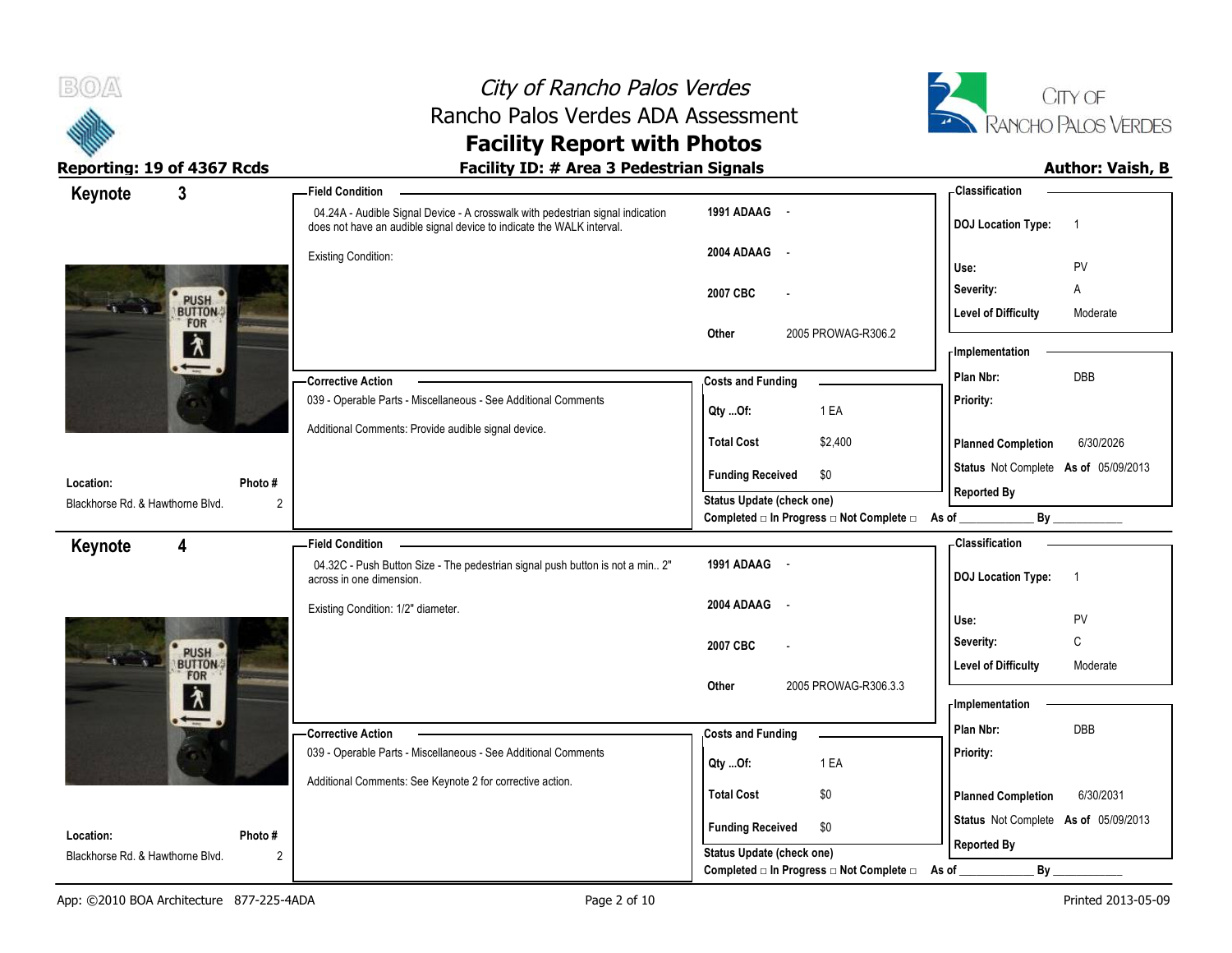# City of Rancho Palos Verdes
## Rancho Palos Verdes ADA Assessment
## Facility Report with Photos

**Reporting: 19 of 4367 Rcds** | **Facility ID: # Area 3 Pedestrian Signals** | **Author: Vaish, B**

---

### Keynote 3

**Location:** Blackhorse Rd. & Hawthorne Blvd.
**Photo #:** 2

**Field Condition**

04.24A - Audible Signal Device - A crosswalk with pedestrian signal indication does not have an audible signal device to indicate the WALK interval.

Existing Condition:

| | |
|---|---|
| 1991 ADAAG | - |
| 2004 ADAAG | - |
| 2007 CBC | - |
| Other | 2005 PROWAG-R306.2 |

**Corrective Action**

039 - Operable Parts - Miscellaneous - See Additional Comments

Additional Comments: Provide audible signal device.

**Costs and Funding**

| | |
|---|---|
| Qty ...Of: | 1 EA |
| Total Cost | $2,400 |
| Funding Received | $0 |

Status Update (check one)
Completed □ In Progress □ Not Complete □ As of ____________ By ____________

**Classification**

| | |
|---|---|
| DOJ Location Type: | 1 |
| Use: | PV |
| Severity: | A |
| Level of Difficulty | Moderate |

**Implementation**

| | |
|---|---|
| Plan Nbr: | DBB |
| Priority: | |
| Planned Completion | 6/30/2026 |
| Status | Not Complete As of 05/09/2013 |
| Reported By | |

---

### Keynote 4

**Location:** Blackhorse Rd. & Hawthorne Blvd.
**Photo #:** 2

**Field Condition**

04.32C - Push Button Size - The pedestrian signal push button is not a min.. 2" across in one dimension.

Existing Condition: 1/2" diameter.

| | |
|---|---|
| 1991 ADAAG | - |
| 2004 ADAAG | - |
| 2007 CBC | - |
| Other | 2005 PROWAG-R306.3.3 |

**Corrective Action**

039 - Operable Parts - Miscellaneous - See Additional Comments

Additional Comments: See Keynote 2 for corrective action.

**Costs and Funding**

| | |
|---|---|
| Qty ...Of: | 1 EA |
| Total Cost | $0 |
| Funding Received | $0 |

Status Update (check one)
Completed □ In Progress □ Not Complete □ As of ____________ By ____________

**Classification**

| | |
|---|---|
| DOJ Location Type: | 1 |
| Use: | PV |
| Severity: | C |
| Level of Difficulty | Moderate |

**Implementation**

| | |
|---|---|
| Plan Nbr: | DBB |
| Priority: | |
| Planned Completion | 6/30/2031 |
| Status | Not Complete As of 05/09/2013 |
| Reported By | |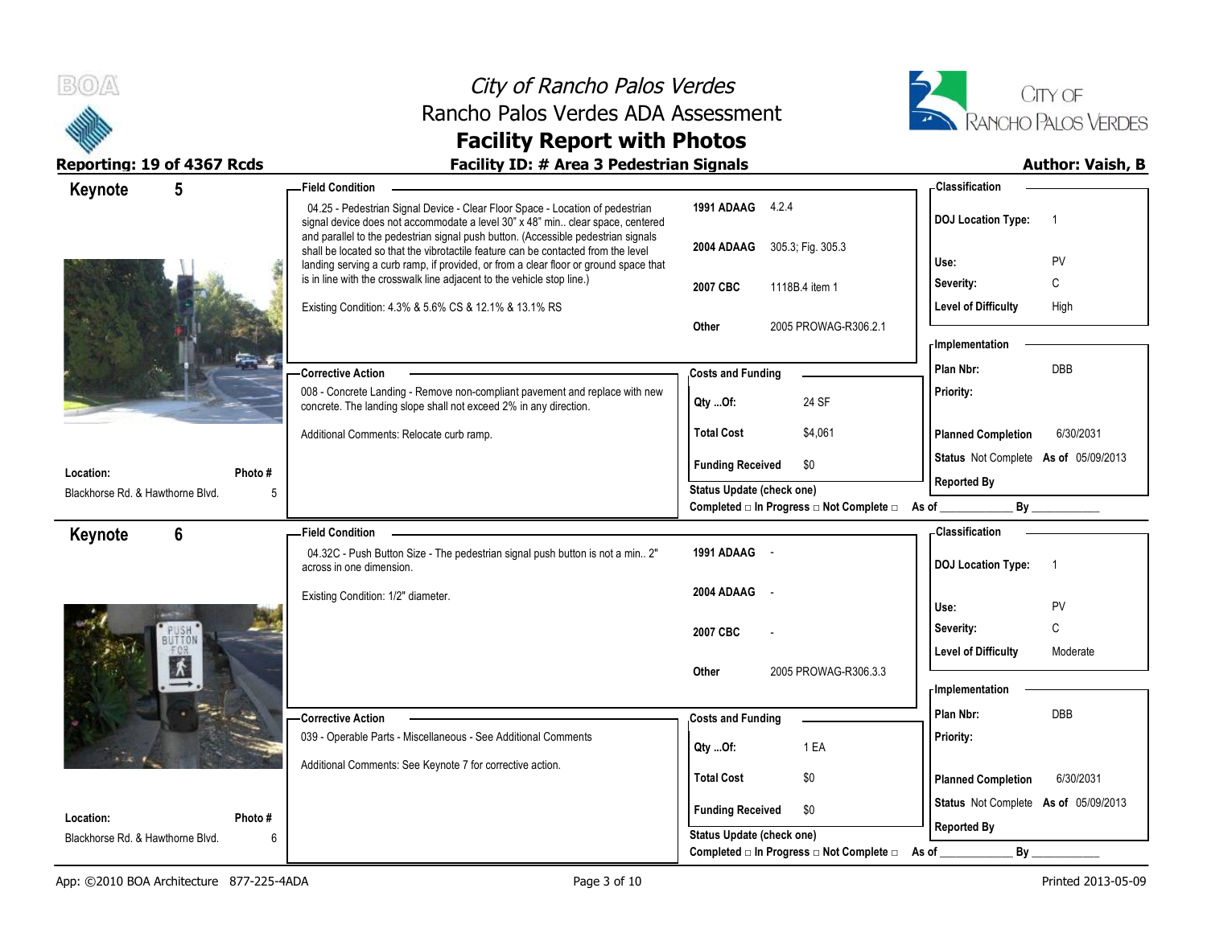# City of Rancho Palos Verdes
## Rancho Palos Verdes ADA Assessment
## Facility Report with Photos

**Reporting: 19 of 4367 Rcds** — **Facility ID: # Area 3 Pedestrian Signals** — **Author: Vaish, B**

---

## Keynote 5

**Field Condition**

04.25 - Pedestrian Signal Device - Clear Floor Space - Location of pedestrian signal device does not accommodate a level 30" x 48" min.. clear space, centered and parallel to the pedestrian signal push button. (Accessible pedestrian signals shall be located so that the vibrotactile feature can be contacted from the level landing serving a curb ramp, if provided, or from a clear floor or ground space that is in line with the crosswalk line adjacent to the vehicle stop line.)

Existing Condition: 4.3% & 5.6% CS & 12.1% & 13.1% RS

| | |
|---|---|
| 1991 ADAAG | 4.2.4 |
| 2004 ADAAG | 305.3; Fig. 305.3 |
| 2007 CBC | 1118B.4 item 1 |
| Other | 2005 PROWAG-R306.2.1 |

**Classification**

| | |
|---|---|
| DOJ Location Type: | 1 |
| Use: | PV |
| Severity: | C |
| Level of Difficulty | High |

**Corrective Action**

008 - Concrete Landing - Remove non-compliant pavement and replace with new concrete. The landing slope shall not exceed 2% in any direction.

Additional Comments: Relocate curb ramp.

**Costs and Funding**

| | |
|---|---|
| Qty ...Of: | 24 SF |
| Total Cost | $4,061 |
| Funding Received | $0 |

Status Update (check one)
Completed □ In Progress □ Not Complete □ As of ____________ By ____________

**Implementation**

| | |
|---|---|
| Plan Nbr: | DBB |
| Priority: | |
| Planned Completion | 6/30/2031 |
| Status | Not Complete As of 05/09/2013 |
| Reported By | |

**Location:** Blackhorse Rd. & Hawthorne Blvd. — **Photo #** 5

---

## Keynote 6

**Field Condition**

04.32C - Push Button Size - The pedestrian signal push button is not a min.. 2" across in one dimension.

Existing Condition: 1/2" diameter.

| | |
|---|---|
| 1991 ADAAG | - |
| 2004 ADAAG | - |
| 2007 CBC | - |
| Other | 2005 PROWAG-R306.3.3 |

**Classification**

| | |
|---|---|
| DOJ Location Type: | 1 |
| Use: | PV |
| Severity: | C |
| Level of Difficulty | Moderate |

**Corrective Action**

039 - Operable Parts - Miscellaneous - See Additional Comments

Additional Comments: See Keynote 7 for corrective action.

**Costs and Funding**

| | |
|---|---|
| Qty ...Of: | 1 EA |
| Total Cost | $0 |
| Funding Received | $0 |

Status Update (check one)
Completed □ In Progress □ Not Complete □ As of ____________ By ____________

**Implementation**

| | |
|---|---|
| Plan Nbr: | DBB |
| Priority: | |
| Planned Completion | 6/30/2031 |
| Status | Not Complete As of 05/09/2013 |
| Reported By | |

**Location:** Blackhorse Rd. & Hawthorne Blvd. — **Photo #** 6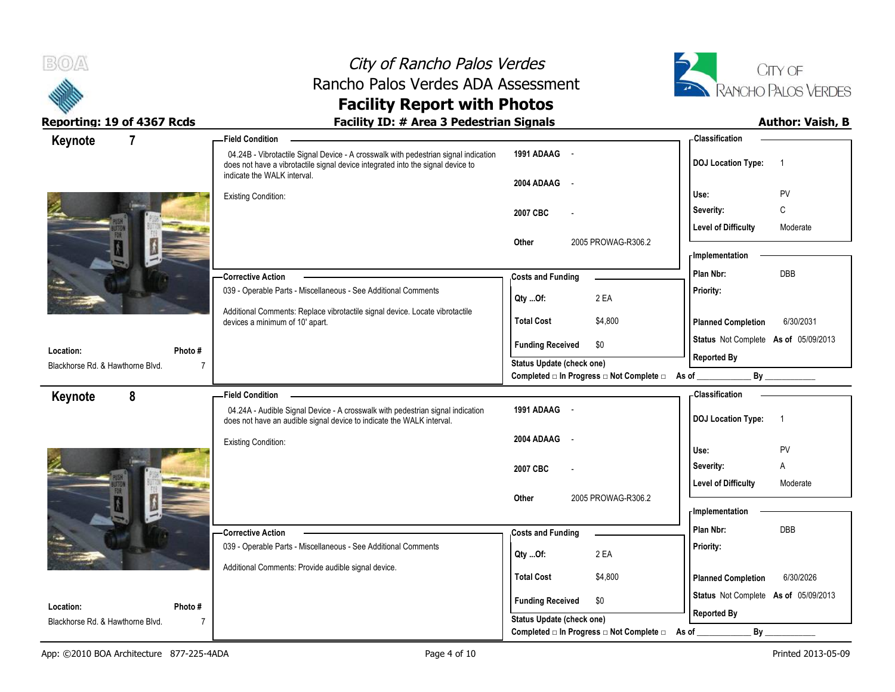# City of Rancho Palos Verdes
## Rancho Palos Verdes ADA Assessment
## Facility Report with Photos

**Reporting: 19 of 4367 Rcds** | **Facility ID: # Area 3 Pedestrian Signals** | **Author: Vaish, B**

---

## Keynote 7

**Location:** Blackhorse Rd. & Hawthorne Blvd.
**Photo #:** 7

**Field Condition**

04.24B - Vibrotactile Signal Device - A crosswalk with pedestrian signal indication does not have a vibrotactile signal device integrated into the signal device to indicate the WALK interval.

Existing Condition:

| | |
|---|---|
| 1991 ADAAG | - |
| 2004 ADAAG | - |
| 2007 CBC | - |
| Other | 2005 PROWAG-R306.2 |

**Classification**

| | |
|---|---|
| DOJ Location Type: | 1 |
| Use: | PV |
| Severity: | C |
| Level of Difficulty | Moderate |

**Corrective Action**

039 - Operable Parts - Miscellaneous - See Additional Comments

Additional Comments: Replace vibrotactile signal device. Locate vibrotactile devices a minimum of 10' apart.

**Costs and Funding**

| | |
|---|---|
| Qty ...Of: | 2 EA |
| Total Cost | $4,800 |
| Funding Received | $0 |

Status Update (check one)
Completed □ In Progress □ Not Complete □ As of ____________ By ____________

**Implementation**

| | |
|---|---|
| Plan Nbr: | DBB |
| Priority: | |
| Planned Completion | 6/30/2031 |
| Status | Not Complete As of 05/09/2013 |
| Reported By | |

---

## Keynote 8

**Location:** Blackhorse Rd. & Hawthorne Blvd.
**Photo #:** 7

**Field Condition**

04.24A - Audible Signal Device - A crosswalk with pedestrian signal indication does not have an audible signal device to indicate the WALK interval.

Existing Condition:

| | |
|---|---|
| 1991 ADAAG | - |
| 2004 ADAAG | - |
| 2007 CBC | - |
| Other | 2005 PROWAG-R306.2 |

**Classification**

| | |
|---|---|
| DOJ Location Type: | 1 |
| Use: | PV |
| Severity: | A |
| Level of Difficulty | Moderate |

**Corrective Action**

039 - Operable Parts - Miscellaneous - See Additional Comments

Additional Comments: Provide audible signal device.

**Costs and Funding**

| | |
|---|---|
| Qty ...Of: | 2 EA |
| Total Cost | $4,800 |
| Funding Received | $0 |

Status Update (check one)
Completed □ In Progress □ Not Complete □ As of ____________ By ____________

**Implementation**

| | |
|---|---|
| Plan Nbr: | DBB |
| Priority: | |
| Planned Completion | 6/30/2026 |
| Status | Not Complete As of 05/09/2013 |
| Reported By | |

App: ©2010 BOA Architecture 877-225-4ADA | Printed 2013-05-09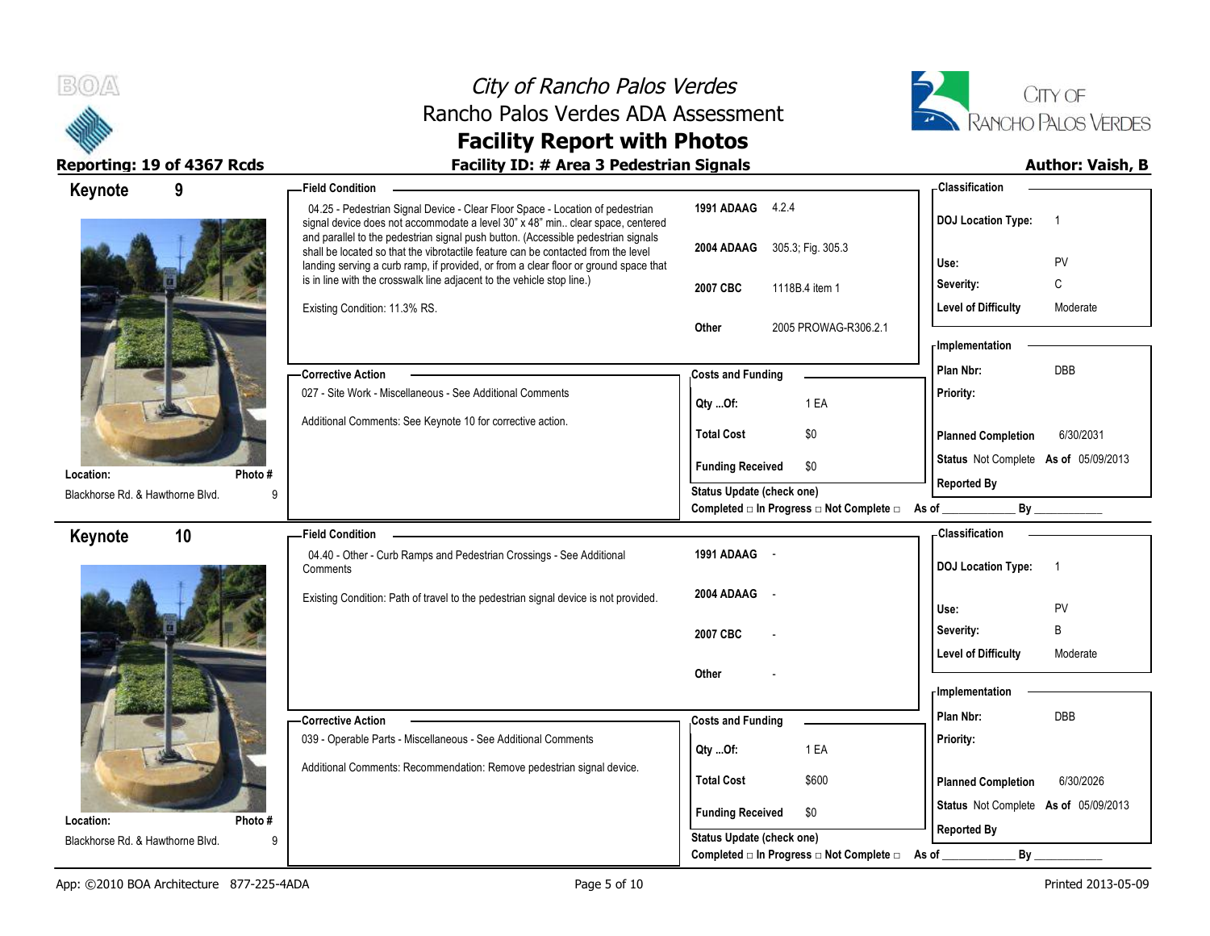# City of Rancho Palos Verdes
## Rancho Palos Verdes ADA Assessment
## Facility Report with Photos

**Reporting: 19 of 4367 Rcds** | **Facility ID: # Area 3 Pedestrian Signals** | **Author: Vaish, B**

---

## Keynote 9

**Location:** Blackhorse Rd. & Hawthorne Blvd.
**Photo #:** 9

### Field Condition

04.25 - Pedestrian Signal Device - Clear Floor Space - Location of pedestrian signal device does not accommodate a level 30" x 48" min.. clear space, centered and parallel to the pedestrian signal push button. (Accessible pedestrian signals shall be located so that the vibrotactile feature can be contacted from the level landing serving a curb ramp, if provided, or from a clear floor or ground space that is in line with the crosswalk line adjacent to the vehicle stop line.)

Existing Condition: 11.3% RS.

| | |
|---|---|
| 1991 ADAAG | 4.2.4 |
| 2004 ADAAG | 305.3; Fig. 305.3 |
| 2007 CBC | 1118B.4 item 1 |
| Other | 2005 PROWAG-R306.2.1 |

### Classification

| | |
|---|---|
| DOJ Location Type: | 1 |
| Use: | PV |
| Severity: | C |
| Level of Difficulty | Moderate |

### Corrective Action

027 - Site Work - Miscellaneous - See Additional Comments

Additional Comments: See Keynote 10 for corrective action.

### Costs and Funding

| | |
|---|---|
| Qty ...Of: | 1 EA |
| Total Cost | $0 |
| Funding Received | $0 |

Status Update (check one)
Completed □ In Progress □ Not Complete □ As of ____________ By ____________

### Implementation

| | |
|---|---|
| Plan Nbr: | DBB |
| Priority: | |
| Planned Completion | 6/30/2031 |
| Status | Not Complete As of 05/09/2013 |
| Reported By | |

---

## Keynote 10

**Location:** Blackhorse Rd. & Hawthorne Blvd.
**Photo #:** 9

### Field Condition

04.40 - Other - Curb Ramps and Pedestrian Crossings - See Additional Comments

Existing Condition: Path of travel to the pedestrian signal device is not provided.

| | |
|---|---|
| 1991 ADAAG | - |
| 2004 ADAAG | - |
| 2007 CBC | - |
| Other | - |

### Classification

| | |
|---|---|
| DOJ Location Type: | 1 |
| Use: | PV |
| Severity: | B |
| Level of Difficulty | Moderate |

### Corrective Action

039 - Operable Parts - Miscellaneous - See Additional Comments

Additional Comments: Recommendation: Remove pedestrian signal device.

### Costs and Funding

| | |
|---|---|
| Qty ...Of: | 1 EA |
| Total Cost | $600 |
| Funding Received | $0 |

Status Update (check one)
Completed □ In Progress □ Not Complete □ As of ____________ By ____________

### Implementation

| | |
|---|---|
| Plan Nbr: | DBB |
| Priority: | |
| Planned Completion | 6/30/2026 |
| Status | Not Complete As of 05/09/2013 |
| Reported By | |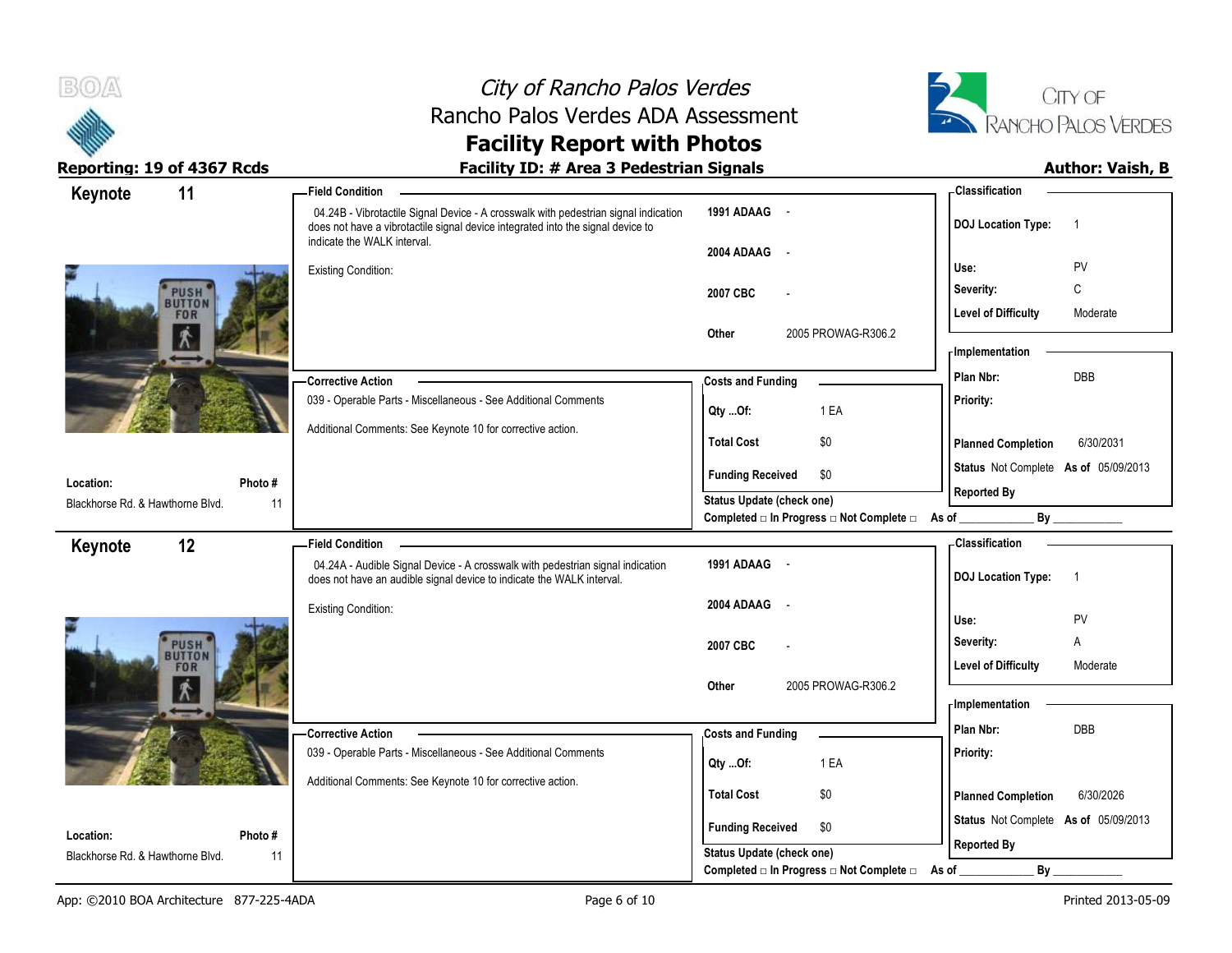# City of Rancho Palos Verdes
## Rancho Palos Verdes ADA Assessment
## Facility Report with Photos

**Reporting: 19 of 4367 Rcds** | **Facility ID: # Area 3 Pedestrian Signals** | **Author: Vaish, B**

---

## Keynote 11

**Location:** Blackhorse Rd. & Hawthorne Blvd.
**Photo #:** 11

**Field Condition**

04.24B - Vibrotactile Signal Device - A crosswalk with pedestrian signal indication does not have a vibrotactile signal device integrated into the signal device to indicate the WALK interval.

Existing Condition:

| | |
|---|---|
| 1991 ADAAG | - |
| 2004 ADAAG | - |
| 2007 CBC | - |
| Other | 2005 PROWAG-R306.2 |

**Corrective Action**

039 - Operable Parts - Miscellaneous - See Additional Comments

Additional Comments: See Keynote 10 for corrective action.

**Costs and Funding**

| | |
|---|---|
| Qty ...Of: | 1 EA |
| Total Cost | $0 |
| Funding Received | $0 |

Status Update (check one)
Completed □ In Progress □ Not Complete □ As of ____________ By ____________

**Classification**

| | |
|---|---|
| DOJ Location Type: | 1 |
| Use: | PV |
| Severity: | C |
| Level of Difficulty | Moderate |

**Implementation**

| | |
|---|---|
| Plan Nbr: | DBB |
| Priority: | |
| Planned Completion | 6/30/2031 |
| Status | Not Complete As of 05/09/2013 |
| Reported By | |

---

## Keynote 12

**Location:** Blackhorse Rd. & Hawthorne Blvd.
**Photo #:** 11

**Field Condition**

04.24A - Audible Signal Device - A crosswalk with pedestrian signal indication does not have an audible signal device to indicate the WALK interval.

Existing Condition:

| | |
|---|---|
| 1991 ADAAG | - |
| 2004 ADAAG | - |
| 2007 CBC | - |
| Other | 2005 PROWAG-R306.2 |

**Corrective Action**

039 - Operable Parts - Miscellaneous - See Additional Comments

Additional Comments: See Keynote 10 for corrective action.

**Costs and Funding**

| | |
|---|---|
| Qty ...Of: | 1 EA |
| Total Cost | $0 |
| Funding Received | $0 |

Status Update (check one)
Completed □ In Progress □ Not Complete □ As of ____________ By ____________

**Classification**

| | |
|---|---|
| DOJ Location Type: | 1 |
| Use: | PV |
| Severity: | A |
| Level of Difficulty | Moderate |

**Implementation**

| | |
|---|---|
| Plan Nbr: | DBB |
| Priority: | |
| Planned Completion | 6/30/2026 |
| Status | Not Complete As of 05/09/2013 |
| Reported By | |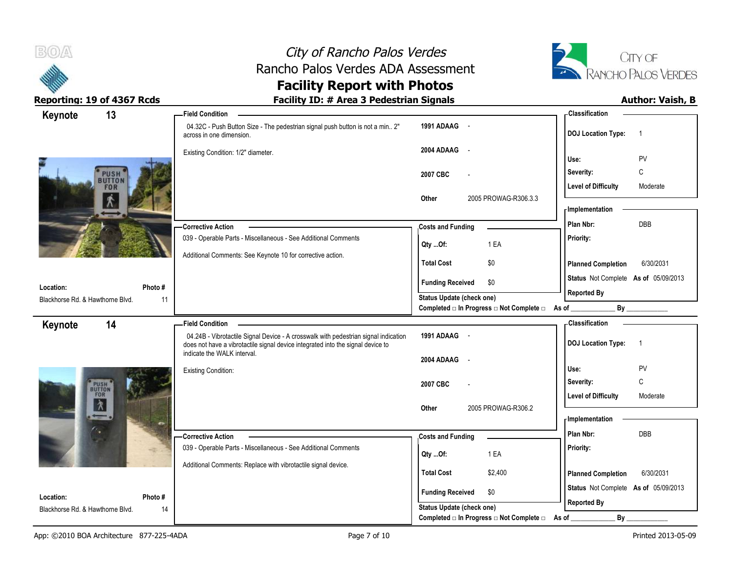# City of Rancho Palos Verdes
## Rancho Palos Verdes ADA Assessment
## Facility Report with Photos

**Reporting: 19 of 4367 Rcds** | **Facility ID: # Area 3 Pedestrian Signals** | **Author: Vaish, B**

---

## Keynote 13

**Field Condition**

04.32C - Push Button Size - The pedestrian signal push button is not a min.. 2" across in one dimension.

Existing Condition: 1/2" diameter.

| | |
|---|---|
| 1991 ADAAG | - |
| 2004 ADAAG | - |
| 2007 CBC | - |
| Other | 2005 PROWAG-R306.3.3 |

**Corrective Action**

039 - Operable Parts - Miscellaneous - See Additional Comments

Additional Comments: See Keynote 10 for corrective action.

**Costs and Funding**

| | |
|---|---|
| Qty ...Of: | 1 EA |
| Total Cost | $0 |
| Funding Received | $0 |

Status Update (check one)
Completed □ In Progress □ Not Complete □ As of ____________ By ____________

**Classification**

| | |
|---|---|
| DOJ Location Type: | 1 |
| Use: | PV |
| Severity: | C |
| Level of Difficulty | Moderate |

**Implementation**

| | |
|---|---|
| Plan Nbr: | DBB |
| Priority: | |
| Planned Completion | 6/30/2031 |
| Status | Not Complete As of 05/09/2013 |
| Reported By | |

**Location:** Blackhorse Rd. & Hawthorne Blvd. **Photo #** 11

---

## Keynote 14

**Field Condition**

04.24B - Vibrotactile Signal Device - A crosswalk with pedestrian signal indication does not have a vibrotactile signal device integrated into the signal device to indicate the WALK interval.

Existing Condition:

| | |
|---|---|
| 1991 ADAAG | - |
| 2004 ADAAG | - |
| 2007 CBC | - |
| Other | 2005 PROWAG-R306.2 |

**Corrective Action**

039 - Operable Parts - Miscellaneous - See Additional Comments

Additional Comments: Replace with vibrotactile signal device.

**Costs and Funding**

| | |
|---|---|
| Qty ...Of: | 1 EA |
| Total Cost | $2,400 |
| Funding Received | $0 |

Status Update (check one)
Completed □ In Progress □ Not Complete □ As of ____________ By ____________

**Classification**

| | |
|---|---|
| DOJ Location Type: | 1 |
| Use: | PV |
| Severity: | C |
| Level of Difficulty | Moderate |

**Implementation**

| | |
|---|---|
| Plan Nbr: | DBB |
| Priority: | |
| Planned Completion | 6/30/2031 |
| Status | Not Complete As of 05/09/2013 |
| Reported By | |

**Location:** Blackhorse Rd. & Hawthorne Blvd. **Photo #** 14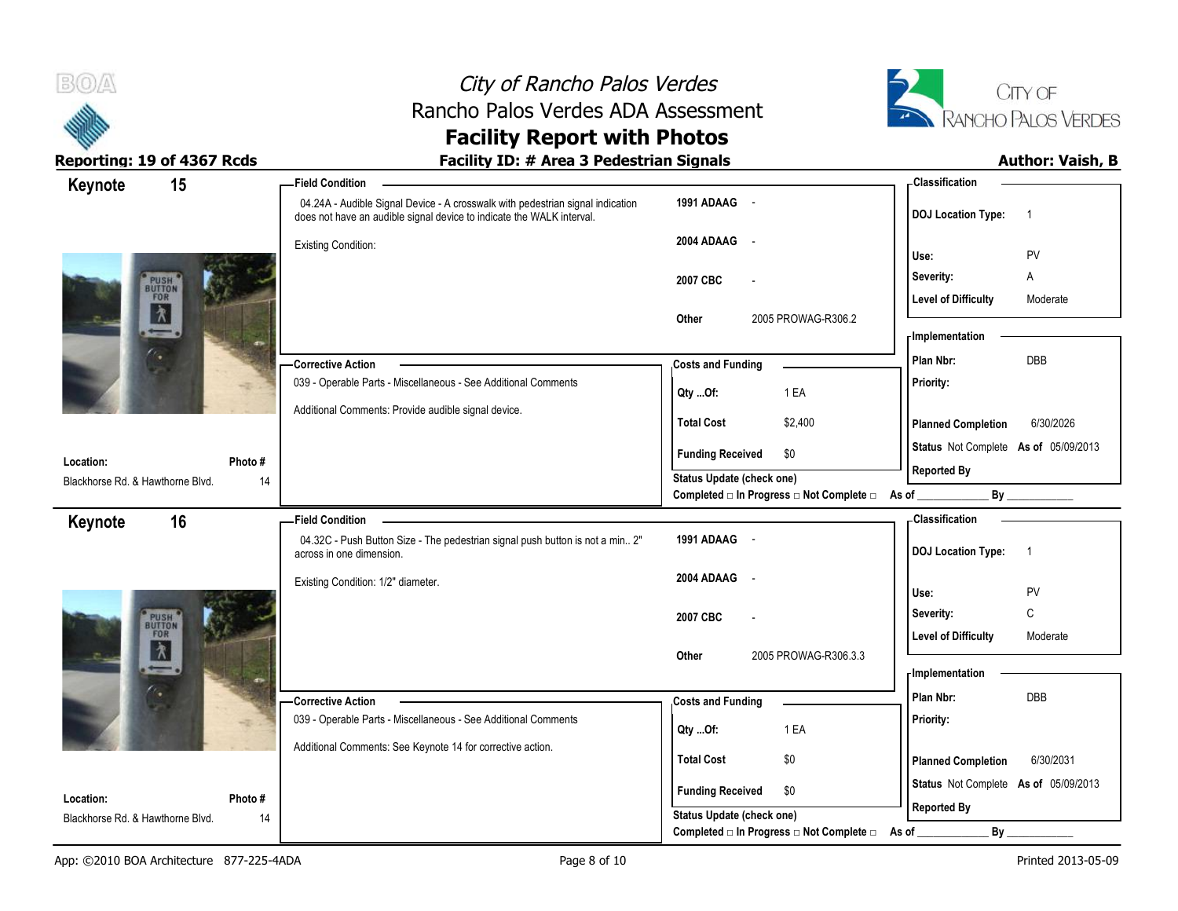# City of Rancho Palos Verdes
## Rancho Palos Verdes ADA Assessment
## Facility Report with Photos

**Reporting: 19 of 4367 Rcds** | **Facility ID: # Area 3 Pedestrian Signals** | **Author: Vaish, B**

---

### Keynote 15

**Location:** Blackhorse Rd. & Hawthorne Blvd.
**Photo #:** 14

**Field Condition**

04.24A - Audible Signal Device - A crosswalk with pedestrian signal indication does not have an audible signal device to indicate the WALK interval.

Existing Condition:

| | |
|---|---|
| 1991 ADAAG | - |
| 2004 ADAAG | - |
| 2007 CBC | - |
| Other | 2005 PROWAG-R306.2 |

**Corrective Action**

039 - Operable Parts - Miscellaneous - See Additional Comments

Additional Comments: Provide audible signal device.

**Costs and Funding**

| | |
|---|---|
| Qty ...Of: | 1 EA |
| Total Cost | $2,400 |
| Funding Received | $0 |

Status Update (check one)
Completed □ In Progress □ Not Complete □ As of ____________ By ____________

**Classification**

| | |
|---|---|
| DOJ Location Type: | 1 |
| Use: | PV |
| Severity: | A |
| Level of Difficulty | Moderate |

**Implementation**

| | |
|---|---|
| Plan Nbr: | DBB |
| Priority: | |
| Planned Completion | 6/30/2026 |
| Status | Not Complete As of 05/09/2013 |
| Reported By | |

---

### Keynote 16

**Location:** Blackhorse Rd. & Hawthorne Blvd.
**Photo #:** 14

**Field Condition**

04.32C - Push Button Size - The pedestrian signal push button is not a min.. 2" across in one dimension.

Existing Condition: 1/2" diameter.

| | |
|---|---|
| 1991 ADAAG | - |
| 2004 ADAAG | - |
| 2007 CBC | - |
| Other | 2005 PROWAG-R306.3.3 |

**Corrective Action**

039 - Operable Parts - Miscellaneous - See Additional Comments

Additional Comments: See Keynote 14 for corrective action.

**Costs and Funding**

| | |
|---|---|
| Qty ...Of: | 1 EA |
| Total Cost | $0 |
| Funding Received | $0 |

Status Update (check one)
Completed □ In Progress □ Not Complete □ As of ____________ By ____________

**Classification**

| | |
|---|---|
| DOJ Location Type: | 1 |
| Use: | PV |
| Severity: | C |
| Level of Difficulty | Moderate |

**Implementation**

| | |
|---|---|
| Plan Nbr: | DBB |
| Priority: | |
| Planned Completion | 6/30/2031 |
| Status | Not Complete As of 05/09/2013 |
| Reported By | |

App: ©2010 BOA Architecture 877-225-4ADA | Printed 2013-05-09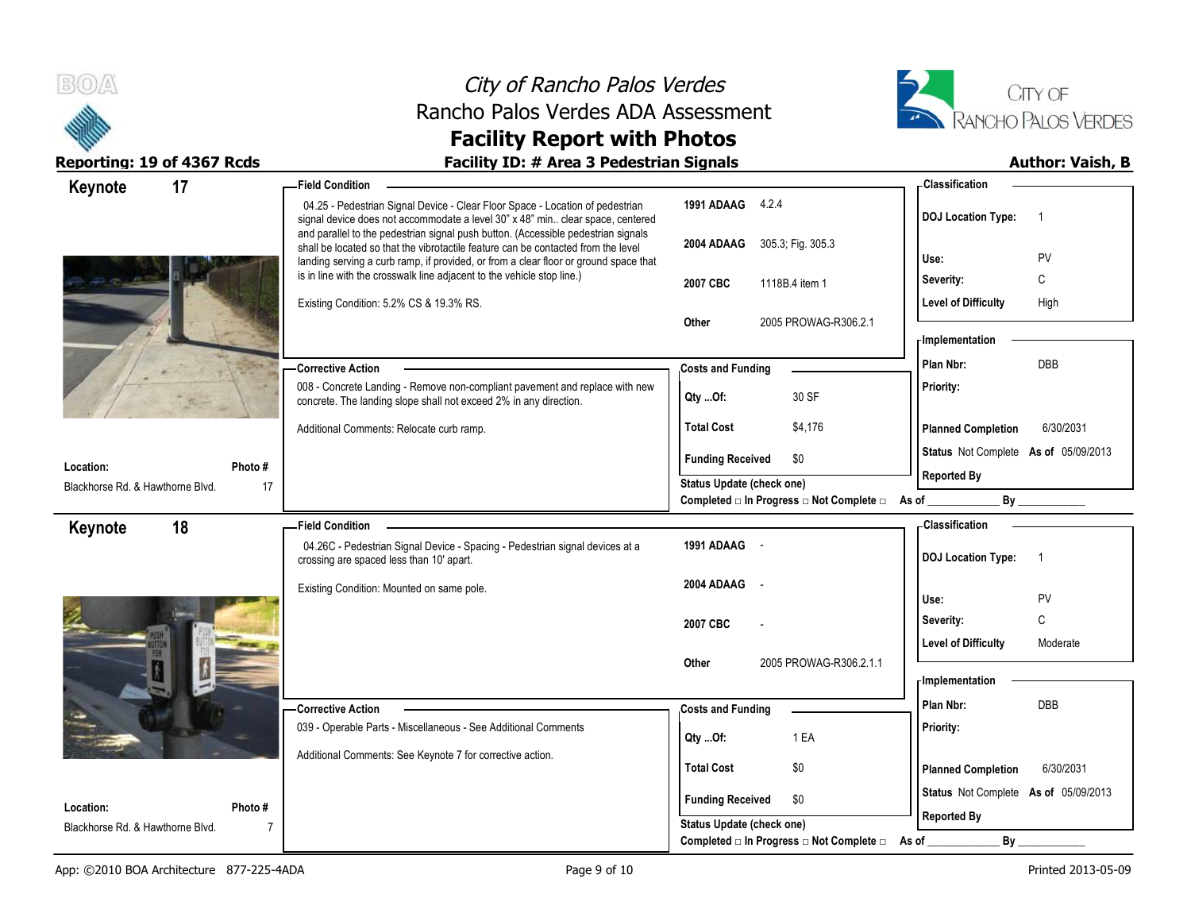# City of Rancho Palos Verdes
## Rancho Palos Verdes ADA Assessment
## Facility Report with Photos

**Reporting: 19 of 4367 Rcds** | **Facility ID: # Area 3 Pedestrian Signals** | **Author: Vaish, B**

---

## Keynote 17

**Location:** Blackhorse Rd. & Hawthorne Blvd.
**Photo #:** 17

**Field Condition**

04.25 - Pedestrian Signal Device - Clear Floor Space - Location of pedestrian signal device does not accommodate a level 30" x 48" min.. clear space, centered and parallel to the pedestrian signal push button. (Accessible pedestrian signals shall be located so that the vibrotactile feature can be contacted from the level landing serving a curb ramp, if provided, or from a clear floor or ground space that is in line with the crosswalk line adjacent to the vehicle stop line.)

Existing Condition: 5.2% CS & 19.3% RS.

| | |
|---|---|
| 1991 ADAAG | 4.2.4 |
| 2004 ADAAG | 305.3; Fig. 305.3 |
| 2007 CBC | 1118B.4 item 1 |
| Other | 2005 PROWAG-R306.2.1 |

**Classification**

| | |
|---|---|
| DOJ Location Type: | 1 |
| Use: | PV |
| Severity: | C |
| Level of Difficulty | High |

**Corrective Action**

008 - Concrete Landing - Remove non-compliant pavement and replace with new concrete. The landing slope shall not exceed 2% in any direction.

Additional Comments: Relocate curb ramp.

**Costs and Funding**

| | |
|---|---|
| Qty ...Of: | 30 SF |
| Total Cost | $4,176 |
| Funding Received | $0 |

Status Update (check one)
Completed □ In Progress □ Not Complete □ As of ____________ By ____________

**Implementation**

| | |
|---|---|
| Plan Nbr: | DBB |
| Priority: | |
| Planned Completion | 6/30/2031 |
| Status | Not Complete As of 05/09/2013 |
| Reported By | |

---

## Keynote 18

**Location:** Blackhorse Rd. & Hawthorne Blvd.
**Photo #:** 7

**Field Condition**

04.26C - Pedestrian Signal Device - Spacing - Pedestrian signal devices at a crossing are spaced less than 10' apart.

Existing Condition: Mounted on same pole.

| | |
|---|---|
| 1991 ADAAG | - |
| 2004 ADAAG | - |
| 2007 CBC | - |
| Other | 2005 PROWAG-R306.2.1.1 |

**Classification**

| | |
|---|---|
| DOJ Location Type: | 1 |
| Use: | PV |
| Severity: | C |
| Level of Difficulty | Moderate |

**Corrective Action**

039 - Operable Parts - Miscellaneous - See Additional Comments

Additional Comments: See Keynote 7 for corrective action.

**Costs and Funding**

| | |
|---|---|
| Qty ...Of: | 1 EA |
| Total Cost | $0 |
| Funding Received | $0 |

Status Update (check one)
Completed □ In Progress □ Not Complete □ As of ____________ By ____________

**Implementation**

| | |
|---|---|
| Plan Nbr: | DBB |
| Priority: | |
| Planned Completion | 6/30/2031 |
| Status | Not Complete As of 05/09/2013 |
| Reported By | |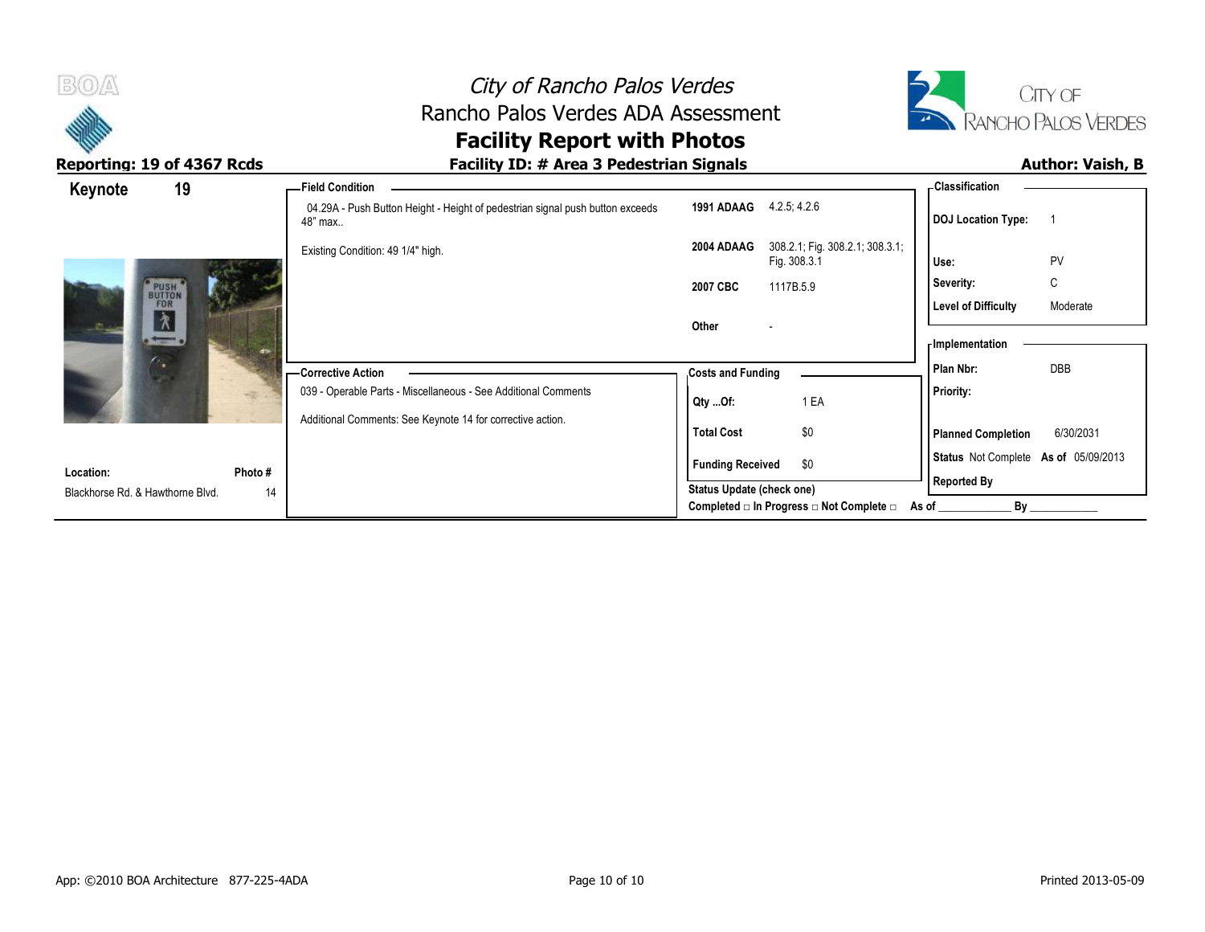# City of Rancho Palos Verdes
## Rancho Palos Verdes ADA Assessment
## Facility Report with Photos

**Reporting: 19 of 4367 Rcds**

**Facility ID: # Area 3 Pedestrian Signals**

**Author: Vaish, B**

**Keynote 19**

**Field Condition**

04.29A - Push Button Height - Height of pedestrian signal push button exceeds 48" max..

Existing Condition: 49 1/4" high.

| | |
|---|---|
| **1991 ADAAG** | 4.2.5; 4.2.6 |
| **2004 ADAAG** | 308.2.1; Fig. 308.2.1; 308.3.1; Fig. 308.3.1 |
| **2007 CBC** | 1117B.5.9 |
| **Other** | - |

**Classification**

| | |
|---|---|
| **DOJ Location Type:** | 1 |
| **Use:** | PV |
| **Severity:** | C |
| **Level of Difficulty** | Moderate |

**Corrective Action**

039 - Operable Parts - Miscellaneous - See Additional Comments

Additional Comments: See Keynote 14 for corrective action.

**Costs and Funding**

| | |
|---|---|
| **Qty ...Of:** | 1 EA |
| **Total Cost** | $0 |
| **Funding Received** | $0 |

**Status Update (check one)**

Completed □ In Progress □ Not Complete □ As of ____________ By ____________

**Implementation**

| | |
|---|---|
| **Plan Nbr:** | DBB |
| **Priority:** | |
| **Planned Completion** | 6/30/2031 |
| **Status** Not Complete | **As of** 05/09/2013 |
| **Reported By** | |

**Location:** Blackhorse Rd. & Hawthorne Blvd.

**Photo #** 14

App: ©2010 BOA Architecture 877-225-4ADA

Printed 2013-05-09